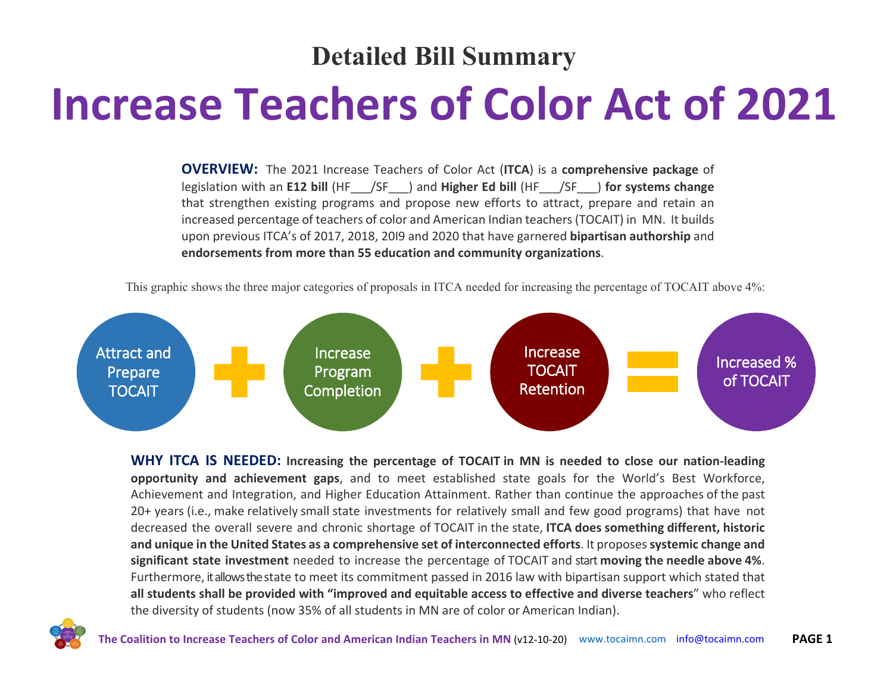# Detailed Bill Summary

# Increase Teachers of Color Act of 2021

**OVERVIEW:** The 2021 Increase Teachers of Color Act (**ITCA**) is a **comprehensive package** of legislation with an **E12 bill** (HF___/SF___) and **Higher Ed bill** (HF___/SF___) **for systems change** that strengthen existing programs and propose new efforts to attract, prepare and retain an increased percentage of teachers of color and American Indian teachers (TOCAIT) in MN. It builds upon previous ITCA's of 2017, 2018, 20I9 and 2020 that have garnered **bipartisan authorship** and **endorsements from more than 55 education and community organizations**.

This graphic shows the three major categories of proposals in ITCA needed for increasing the percentage of TOCAIT above 4%:

Attract and Prepare TOCAIT + Increase Program Completion + Increase TOCAIT Retention = Increased % of TOCAIT

**WHY ITCA IS NEEDED: Increasing the percentage of TOCAIT in MN is needed to close our nation-leading opportunity and achievement gaps**, and to meet established state goals for the World's Best Workforce, Achievement and Integration, and Higher Education Attainment. Rather than continue the approaches of the past 20+ years (i.e., make relatively small state investments for relatively small and few good programs) that have not decreased the overall severe and chronic shortage of TOCAIT in the state, **ITCA does something different, historic and unique in the United States as a comprehensive set of interconnected efforts**. It proposes **systemic change and significant state investment** needed to increase the percentage of TOCAIT and start **moving the needle above 4%**. Furthermore, it allows the state to meet its commitment passed in 2016 law with bipartisan support which stated that **all students shall be provided with "improved and equitable access to effective and diverse teachers**" who reflect the diversity of students (now 35% of all students in MN are of color or American Indian).

**The Coalition to Increase Teachers of Color and American Indian Teachers in MN** (v12-10-20) www.tocaimn.com info@tocaimn.com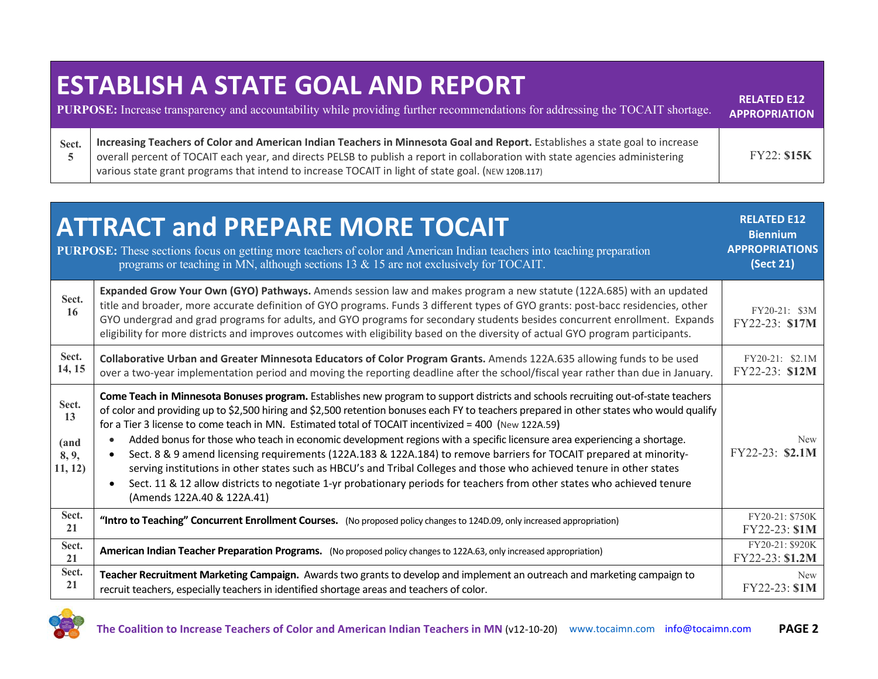# ESTABLISH A STATE GOAL AND REPORT

**PURPOSE:** Increase transparency and accountability while providing further recommendations for addressing the TOCAIT shortage.

| Sect. | Description | RELATED E12 APPROPRIATION |
|---|---|---|
| Sect. 5 | **Increasing Teachers of Color and American Indian Teachers in Minnesota Goal and Report.** Establishes a state goal to increase overall percent of TOCAIT each year, and directs PELSB to publish a report in collaboration with state agencies administering various state grant programs that intend to increase TOCAIT in light of state goal. (NEW 120B.117) | FY22: **$15K** |

# ATTRACT and PREPARE MORE TOCAIT

**PURPOSE:** These sections focus on getting more teachers of color and American Indian teachers into teaching preparation programs or teaching in MN, although sections 13 & 15 are not exclusively for TOCAIT.

| Sect. | Description | RELATED E12 Biennium APPROPRIATIONS (Sect 21) |
|---|---|---|
| Sect. 16 | **Expanded Grow Your Own (GYO) Pathways.** Amends session law and makes program a new statute (122A.685) with an updated title and broader, more accurate definition of GYO programs. Funds 3 different types of GYO grants: post-bacc residencies, other GYO undergrad and grad programs for adults, and GYO programs for secondary students besides concurrent enrollment. Expands eligibility for more districts and improves outcomes with eligibility based on the diversity of actual GYO program participants. | FY20-21: $3M<br>FY22-23: **$17M** |
| Sect. 14, 15 | **Collaborative Urban and Greater Minnesota Educators of Color Program Grants.** Amends 122A.635 allowing funds to be used over a two-year implementation period and moving the reporting deadline after the school/fiscal year rather than due in January. | FY20-21: $2.1M<br>FY22-23: **$12M** |
| Sect. 13 (and 8, 9, 11, 12) | **Come Teach in Minnesota Bonuses program.** Establishes new program to support districts and schools recruiting out-of-state teachers of color and providing up to $2,500 hiring and $2,500 retention bonuses each FY to teachers prepared in other states who would qualify for a Tier 3 license to come teach in MN. Estimated total of TOCAIT incentivized = 400 (New 122A.59)<br>• Added bonus for those who teach in economic development regions with a specific licensure area experiencing a shortage.<br>• Sect. 8 & 9 amend licensing requirements (122A.183 & 122A.184) to remove barriers for TOCAIT prepared at minority-serving institutions in other states such as HBCU's and Tribal Colleges and those who achieved tenure in other states<br>• Sect. 11 & 12 allow districts to negotiate 1-yr probationary periods for teachers from other states who achieved tenure (Amends 122A.40 & 122A.41) | New<br>FY22-23: **$2.1M** |
| Sect. 21 | **"Intro to Teaching" Concurrent Enrollment Courses.** (No proposed policy changes to 124D.09, only increased appropriation) | FY20-21: $750K<br>FY22-23: **$1M** |
| Sect. 21 | **American Indian Teacher Preparation Programs.** (No proposed policy changes to 122A.63, only increased appropriation) | FY20-21: $920K<br>FY22-23: **$1.2M** |
| Sect. 21 | **Teacher Recruitment Marketing Campaign.** Awards two grants to develop and implement an outreach and marketing campaign to recruit teachers, especially teachers in identified shortage areas and teachers of color. | New<br>FY22-23: **$1M** |

**The Coalition to Increase Teachers of Color and American Indian Teachers in MN** (v12-10-20) www.tocaimn.com info@tocaimn.com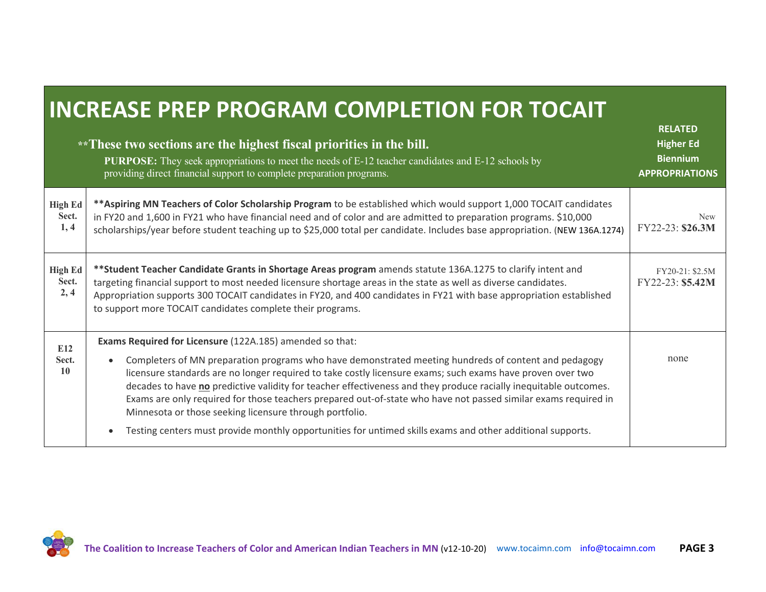# INCREASE PREP PROGRAM COMPLETION FOR TOCAIT

**These two sections are the highest fiscal priorities in the bill.**

**PURPOSE:** They seek appropriations to meet the needs of E-12 teacher candidates and E-12 schools by providing direct financial support to complete preparation programs.

| Section | Description | RELATED Higher Ed Biennium APPROPRIATIONS |
|---|---|---|
| **High Ed Sect. 1, 4** | ****Aspiring MN Teachers of Color Scholarship Program** to be established which would support 1,000 TOCAIT candidates in FY20 and 1,600 in FY21 who have financial need and of color and are admitted to preparation programs. $10,000 scholarships/year before student teaching up to $25,000 total per candidate. Includes base appropriation. (NEW 136A.1274) | New<br>FY22-23: **$26.3M** |
| **High Ed Sect. 2, 4** | ****Student Teacher Candidate Grants in Shortage Areas program** amends statute 136A.1275 to clarify intent and targeting financial support to most needed licensure shortage areas in the state as well as diverse candidates. Appropriation supports 300 TOCAIT candidates in FY20, and 400 candidates in FY21 with base appropriation established to support more TOCAIT candidates complete their programs. | FY20-21: $2.5M<br>FY22-23: **$5.42M** |
| **E12 Sect. 10** | **Exams Required for Licensure** (122A.185) amended so that:<br>• Completers of MN preparation programs who have demonstrated meeting hundreds of content and pedagogy licensure standards are no longer required to take costly licensure exams; such exams have proven over two decades to have **no** predictive validity for teacher effectiveness and they produce racially inequitable outcomes. Exams are only required for those teachers prepared out-of-state who have not passed similar exams required in Minnesota or those seeking licensure through portfolio.<br>• Testing centers must provide monthly opportunities for untimed skills exams and other additional supports. | none |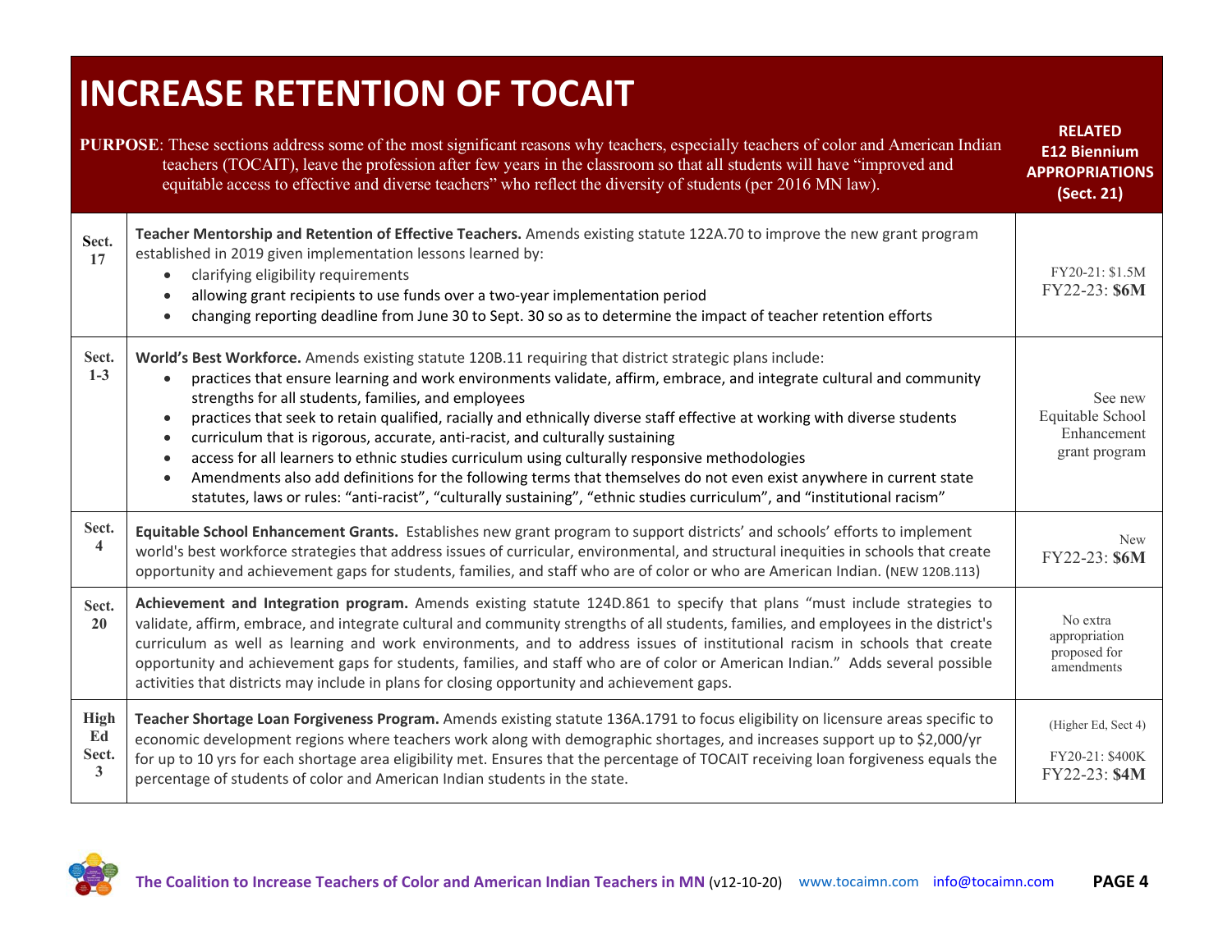# INCREASE RETENTION OF TOCAIT

**PURPOSE**: These sections address some of the most significant reasons why teachers, especially teachers of color and American Indian teachers (TOCAIT), leave the profession after few years in the classroom so that all students will have "improved and equitable access to effective and diverse teachers" who reflect the diversity of students (per 2016 MN law).

| | | RELATED E12 Biennium APPROPRIATIONS (Sect. 21) |
|---|---|---|
| Sect. 17 | **Teacher Mentorship and Retention of Effective Teachers.** Amends existing statute 122A.70 to improve the new grant program established in 2019 given implementation lessons learned by:<br>• clarifying eligibility requirements<br>• allowing grant recipients to use funds over a two-year implementation period<br>• changing reporting deadline from June 30 to Sept. 30 so as to determine the impact of teacher retention efforts | FY20-21: $1.5M<br>FY22-23: **$6M** |
| Sect. 1-3 | **World's Best Workforce.** Amends existing statute 120B.11 requiring that district strategic plans include:<br>• practices that ensure learning and work environments validate, affirm, embrace, and integrate cultural and community strengths for all students, families, and employees<br>• practices that seek to retain qualified, racially and ethnically diverse staff effective at working with diverse students<br>• curriculum that is rigorous, accurate, anti-racist, and culturally sustaining<br>• access for all learners to ethnic studies curriculum using culturally responsive methodologies<br>• Amendments also add definitions for the following terms that themselves do not even exist anywhere in current state statutes, laws or rules: "anti-racist", "culturally sustaining", "ethnic studies curriculum", and "institutional racism" | See new Equitable School Enhancement grant program |
| Sect. 4 | **Equitable School Enhancement Grants.** Establishes new grant program to support districts' and schools' efforts to implement world's best workforce strategies that address issues of curricular, environmental, and structural inequities in schools that create opportunity and achievement gaps for students, families, and staff who are of color or who are American Indian. (NEW 120B.113) | New<br>FY22-23: **$6M** |
| Sect. 20 | **Achievement and Integration program.** Amends existing statute 124D.861 to specify that plans "must include strategies to validate, affirm, embrace, and integrate cultural and community strengths of all students, families, and employees in the district's curriculum as well as learning and work environments, and to address issues of institutional racism in schools that create opportunity and achievement gaps for students, families, and staff who are of color or American Indian." Adds several possible activities that districts may include in plans for closing opportunity and achievement gaps. | No extra appropriation proposed for amendments |
| High Ed Sect. 3 | **Teacher Shortage Loan Forgiveness Program.** Amends existing statute 136A.1791 to focus eligibility on licensure areas specific to economic development regions where teachers work along with demographic shortages, and increases support up to $2,000/yr for up to 10 yrs for each shortage area eligibility met. Ensures that the percentage of TOCAIT receiving loan forgiveness equals the percentage of students of color and American Indian students in the state. | (Higher Ed, Sect 4)<br>FY20-21: $400K<br>FY22-23: **$4M** |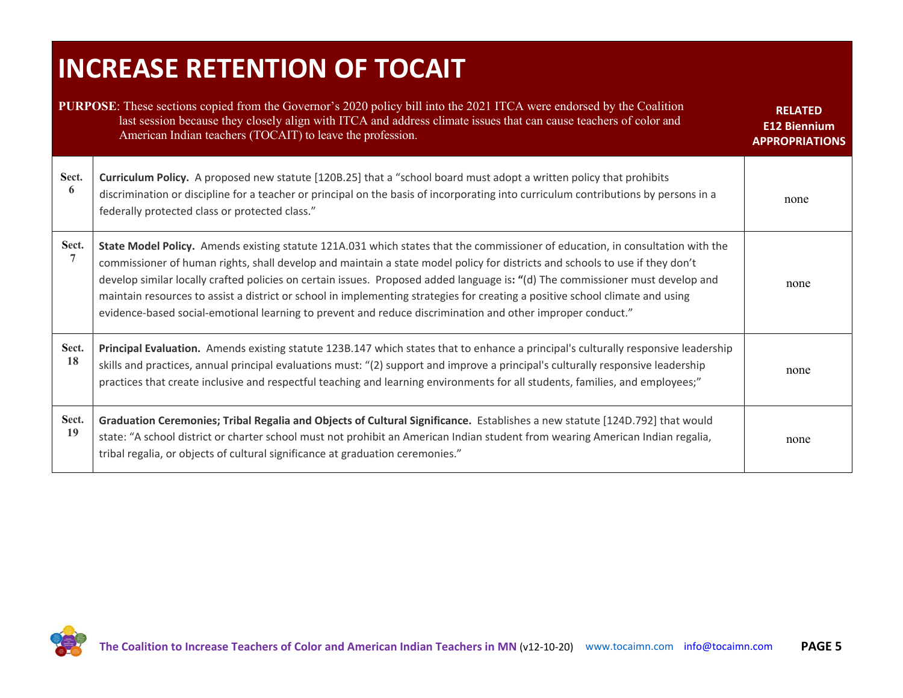# INCREASE RETENTION OF TOCAIT

**PURPOSE**: These sections copied from the Governor's 2020 policy bill into the 2021 ITCA were endorsed by the Coalition last session because they closely align with ITCA and address climate issues that can cause teachers of color and American Indian teachers (TOCAIT) to leave the profession.

| | | RELATED E12 Biennium APPROPRIATIONS |
|---|---|---|
| Sect. 6 | **Curriculum Policy.** A proposed new statute [120B.25] that a "school board must adopt a written policy that prohibits discrimination or discipline for a teacher or principal on the basis of incorporating into curriculum contributions by persons in a federally protected class or protected class." | none |
| Sect. 7 | **State Model Policy.** Amends existing statute 121A.031 which states that the commissioner of education, in consultation with the commissioner of human rights, shall develop and maintain a state model policy for districts and schools to use if they don't develop similar locally crafted policies on certain issues. Proposed added language is: "(d) The commissioner must develop and maintain resources to assist a district or school in implementing strategies for creating a positive school climate and using evidence-based social-emotional learning to prevent and reduce discrimination and other improper conduct." | none |
| Sect. 18 | **Principal Evaluation.** Amends existing statute 123B.147 which states that to enhance a principal's culturally responsive leadership skills and practices, annual principal evaluations must: "(2) support and improve a principal's culturally responsive leadership practices that create inclusive and respectful teaching and learning environments for all students, families, and employees;" | none |
| Sect. 19 | **Graduation Ceremonies; Tribal Regalia and Objects of Cultural Significance.** Establishes a new statute [124D.792] that would state: "A school district or charter school must not prohibit an American Indian student from wearing American Indian regalia, tribal regalia, or objects of cultural significance at graduation ceremonies." | none |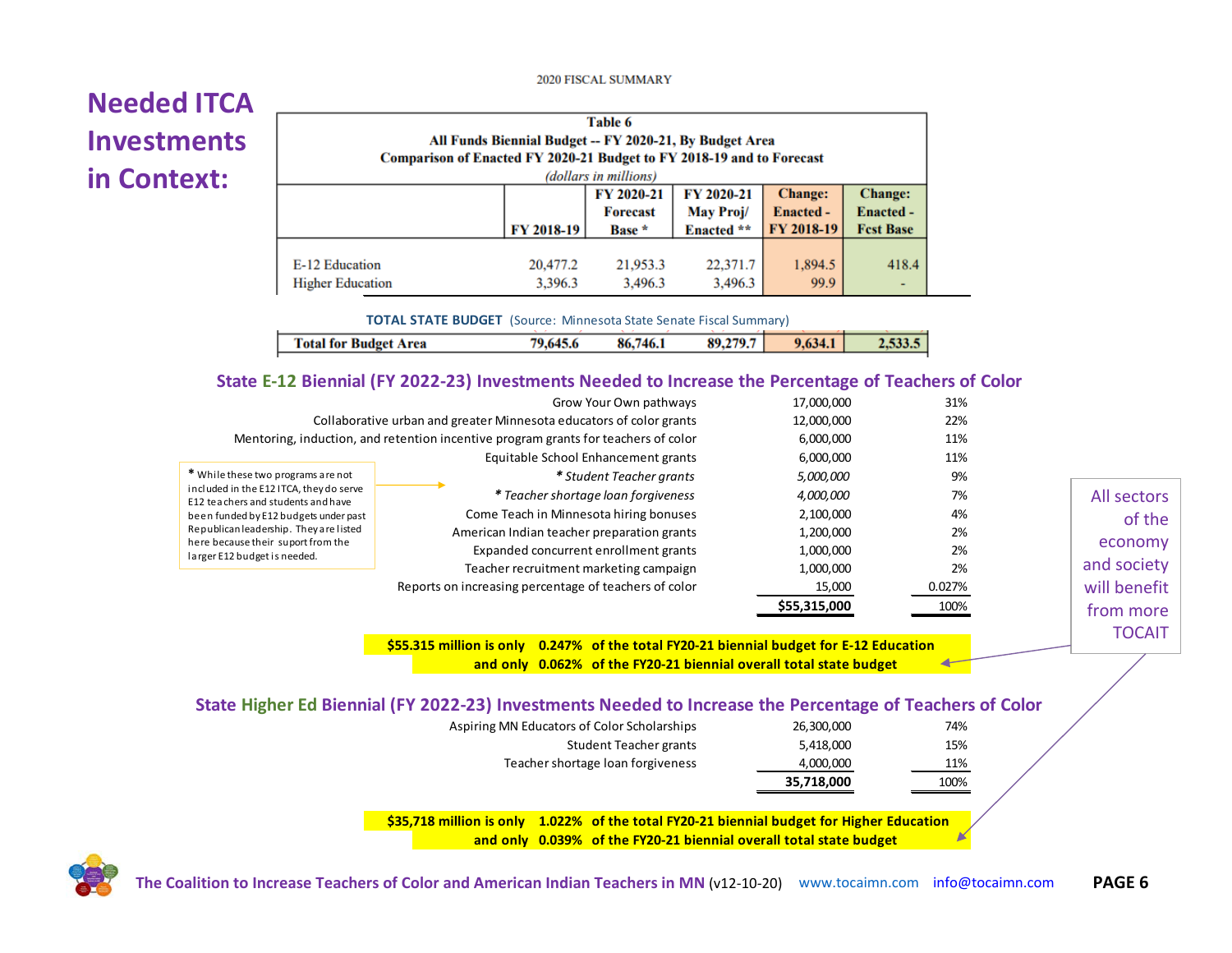# Needed ITCA Investments in Context:

2020 FISCAL SUMMARY

**Table 6**
**All Funds Biennial Budget -- FY 2020-21, By Budget Area**
**Comparison of Enacted FY 2020-21 Budget to FY 2018-19 and to Forecast**
*(dollars in millions)*

| | FY 2018-19 | FY 2020-21 Forecast Base * | FY 2020-21 May Proj/ Enacted ** | Change: Enacted - FY 2018-19 | Change: Enacted - Fcst Base |
|---|---|---|---|---|---|
| E-12 Education | 20,477.2 | 21,953.3 | 22,371.7 | 1,894.5 | 418.4 |
| Higher Education | 3,396.3 | 3,496.3 | 3,496.3 | 99.9 | - |
| **TOTAL STATE BUDGET** (Source: Minnesota State Senate Fiscal Summary) | | | | | |
| **Total for Budget Area** | **79,645.6** | **86,746.1** | **89,279.7** | **9,634.1** | **2,533.5** |

## State E-12 Biennial (FY 2022-23) Investments Needed to Increase the Percentage of Teachers of Color

| | | |
|---|---|---|
| Grow Your Own pathways | 17,000,000 | 31% |
| Collaborative urban and greater Minnesota educators of color grants | 12,000,000 | 22% |
| Mentoring, induction, and retention incentive program grants for teachers of color | 6,000,000 | 11% |
| Equitable School Enhancement grants | 6,000,000 | 11% |
| *\* Student Teacher grants* | *5,000,000* | 9% |
| *\* Teacher shortage loan forgiveness* | *4,000,000* | 7% |
| Come Teach in Minnesota hiring bonuses | 2,100,000 | 4% |
| American Indian teacher preparation grants | 1,200,000 | 2% |
| Expanded concurrent enrollment grants | 1,000,000 | 2% |
| Teacher recruitment marketing campaign | 1,000,000 | 2% |
| Reports on increasing percentage of teachers of color | 15,000 | 0.027% |
| | **$55,315,000** | 100% |

* While these two programs are not included in the E12 ITCA, they do serve E12 teachers and students and have been funded by E12 budgets under past Republican leadership. They are listed here because their suport from the larger E12 budget is needed.

**$55.315 million is only 0.247% of the total FY20-21 biennial budget for E-12 Education**
**and only 0.062% of the FY20-21 biennial overall total state budget**

## State Higher Ed Biennial (FY 2022-23) Investments Needed to Increase the Percentage of Teachers of Color

| | | |
|---|---|---|
| Aspiring MN Educators of Color Scholarships | 26,300,000 | 74% |
| Student Teacher grants | 5,418,000 | 15% |
| Teacher shortage loan forgiveness | 4,000,000 | 11% |
| | **35,718,000** | 100% |

**$35,718 million is only 1.022% of the total FY20-21 biennial budget for Higher Education**
**and only 0.039% of the FY20-21 biennial overall total state budget**

All sectors of the economy and society will benefit from more TOCAIT

**The Coalition to Increase Teachers of Color and American Indian Teachers in MN** (v12-10-20) www.tocaimn.com info@tocaimn.com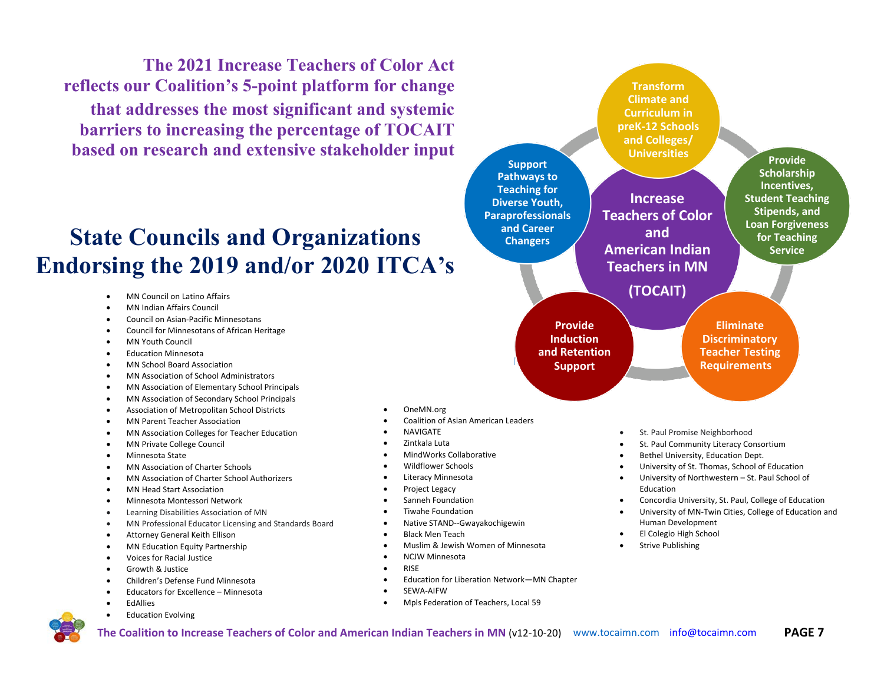**The 2021 Increase Teachers of Color Act reflects our Coalition's 5-point platform for change that addresses the most significant and systemic barriers to increasing the percentage of TOCAIT based on research and extensive stakeholder input**

Increase Teachers of Color and American Indian Teachers in MN

(TOCAIT)

Transform Climate and Curriculum in preK-12 Schools and Colleges/ Universities

Provide Scholarship Incentives, Student Teaching Stipends, and Loan Forgiveness for Teaching Service

Eliminate Discriminatory Teacher Testing Requirements

Provide Induction and Retention Support

Support Pathways to Teaching for Diverse Youth, Paraprofessionals and Career Changers

# State Councils and Organizations Endorsing the 2019 and/or 2020 ITCA's

- MN Council on Latino Affairs
- MN Indian Affairs Council
- Council on Asian-Pacific Minnesotans
- Council for Minnesotans of African Heritage
- MN Youth Council
- Education Minnesota
- MN School Board Association
- MN Association of School Administrators
- MN Association of Elementary School Principals
- MN Association of Secondary School Principals
- Association of Metropolitan School Districts
- MN Parent Teacher Association
- MN Association Colleges for Teacher Education
- MN Private College Council
- Minnesota State
- MN Association of Charter Schools
- MN Association of Charter School Authorizers
- MN Head Start Association
- Minnesota Montessori Network
- Learning Disabilities Association of MN
- MN Professional Educator Licensing and Standards Board
- Attorney General Keith Ellison
- MN Education Equity Partnership
- Voices for Racial Justice
- Growth & Justice
- Children's Defense Fund Minnesota
- Educators for Excellence – Minnesota
- EdAllies
- Education Evolving
- OneMN.org
- Coalition of Asian American Leaders
- NAVIGATE
- Zintkala Luta
- MindWorks Collaborative
- Wildflower Schools
- Literacy Minnesota
- Project Legacy
- Sanneh Foundation
- Tiwahe Foundation
- Native STAND--Gwayakochigewin
- Black Men Teach
- Muslim & Jewish Women of Minnesota
- NCJW Minnesota
- RISE
- Education for Liberation Network—MN Chapter
- SEWA-AIFW
- Mpls Federation of Teachers, Local 59
- St. Paul Promise Neighborhood
- St. Paul Community Literacy Consortium
- Bethel University, Education Dept.
- University of St. Thomas, School of Education
- University of Northwestern – St. Paul School of Education
- Concordia University, St. Paul, College of Education
- University of MN-Twin Cities, College of Education and Human Development
- El Colegio High School
- Strive Publishing

The Coalition to Increase Teachers of Color and American Indian Teachers in MN (v12-10-20) www.tocaimn.com info@tocaimn.com